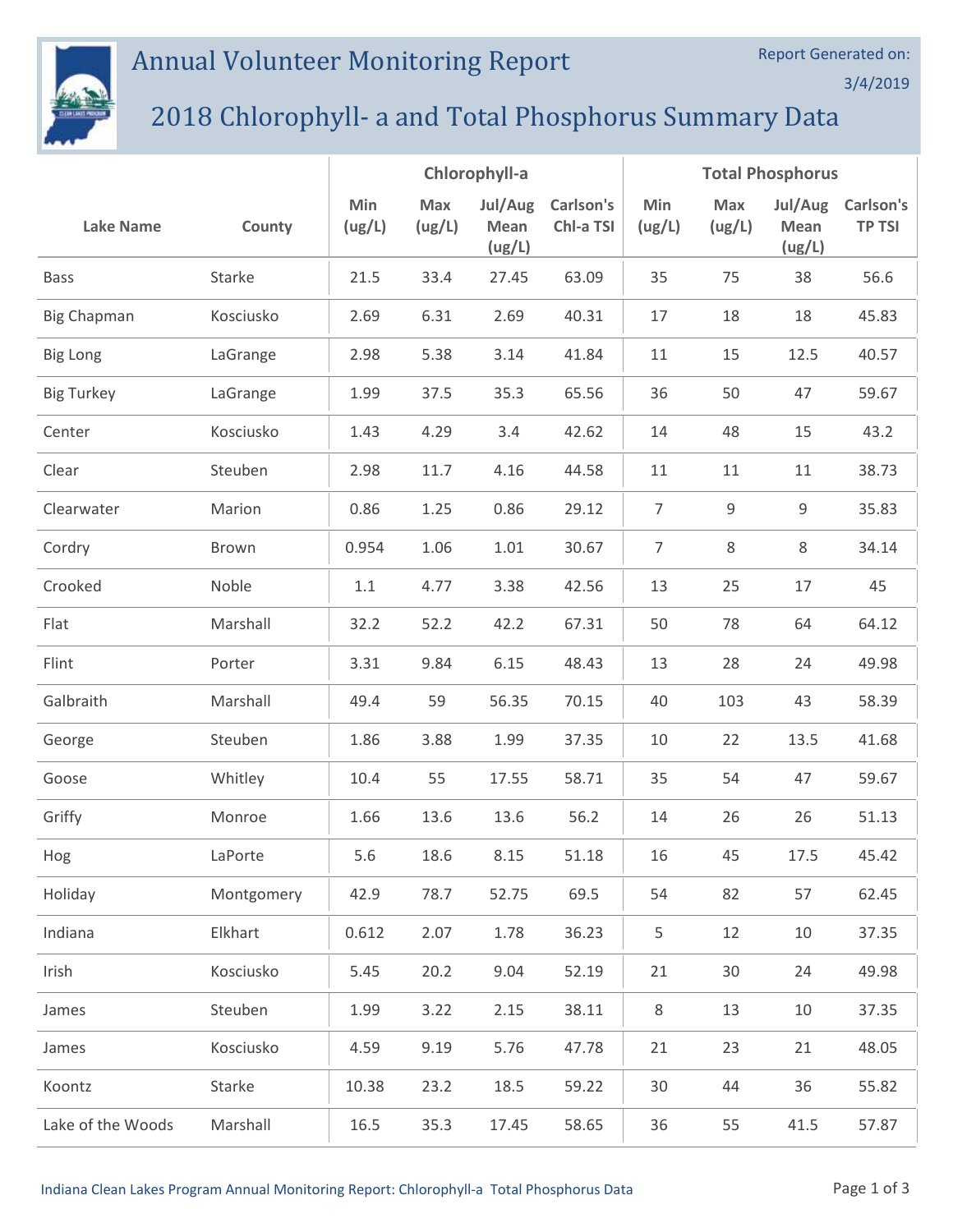# Annual Volunteer Monitoring Report

Report Generated on: 3/4/2019

## 2018 Chlorophyll- a and Total Phosphorus Summary Data

| Lake Name | County | Chlorophyll-a | | | | Total Phosphorus | | | |
|---|---|---|---|---|---|---|---|---|---|
| | | Min (ug/L) | Max (ug/L) | Jul/Aug Mean (ug/L) | Carlson's Chl-a TSI | Min (ug/L) | Max (ug/L) | Jul/Aug Mean (ug/L) | Carlson's TP TSI |
| Bass | Starke | 21.5 | 33.4 | 27.45 | 63.09 | 35 | 75 | 38 | 56.6 |
| Big Chapman | Kosciusko | 2.69 | 6.31 | 2.69 | 40.31 | 17 | 18 | 18 | 45.83 |
| Big Long | LaGrange | 2.98 | 5.38 | 3.14 | 41.84 | 11 | 15 | 12.5 | 40.57 |
| Big Turkey | LaGrange | 1.99 | 37.5 | 35.3 | 65.56 | 36 | 50 | 47 | 59.67 |
| Center | Kosciusko | 1.43 | 4.29 | 3.4 | 42.62 | 14 | 48 | 15 | 43.2 |
| Clear | Steuben | 2.98 | 11.7 | 4.16 | 44.58 | 11 | 11 | 11 | 38.73 |
| Clearwater | Marion | 0.86 | 1.25 | 0.86 | 29.12 | 7 | 9 | 9 | 35.83 |
| Cordry | Brown | 0.954 | 1.06 | 1.01 | 30.67 | 7 | 8 | 8 | 34.14 |
| Crooked | Noble | 1.1 | 4.77 | 3.38 | 42.56 | 13 | 25 | 17 | 45 |
| Flat | Marshall | 32.2 | 52.2 | 42.2 | 67.31 | 50 | 78 | 64 | 64.12 |
| Flint | Porter | 3.31 | 9.84 | 6.15 | 48.43 | 13 | 28 | 24 | 49.98 |
| Galbraith | Marshall | 49.4 | 59 | 56.35 | 70.15 | 40 | 103 | 43 | 58.39 |
| George | Steuben | 1.86 | 3.88 | 1.99 | 37.35 | 10 | 22 | 13.5 | 41.68 |
| Goose | Whitley | 10.4 | 55 | 17.55 | 58.71 | 35 | 54 | 47 | 59.67 |
| Griffy | Monroe | 1.66 | 13.6 | 13.6 | 56.2 | 14 | 26 | 26 | 51.13 |
| Hog | LaPorte | 5.6 | 18.6 | 8.15 | 51.18 | 16 | 45 | 17.5 | 45.42 |
| Holiday | Montgomery | 42.9 | 78.7 | 52.75 | 69.5 | 54 | 82 | 57 | 62.45 |
| Indiana | Elkhart | 0.612 | 2.07 | 1.78 | 36.23 | 5 | 12 | 10 | 37.35 |
| Irish | Kosciusko | 5.45 | 20.2 | 9.04 | 52.19 | 21 | 30 | 24 | 49.98 |
| James | Steuben | 1.99 | 3.22 | 2.15 | 38.11 | 8 | 13 | 10 | 37.35 |
| James | Kosciusko | 4.59 | 9.19 | 5.76 | 47.78 | 21 | 23 | 21 | 48.05 |
| Koontz | Starke | 10.38 | 23.2 | 18.5 | 59.22 | 30 | 44 | 36 | 55.82 |
| Lake of the Woods | Marshall | 16.5 | 35.3 | 17.45 | 58.65 | 36 | 55 | 41.5 | 57.87 |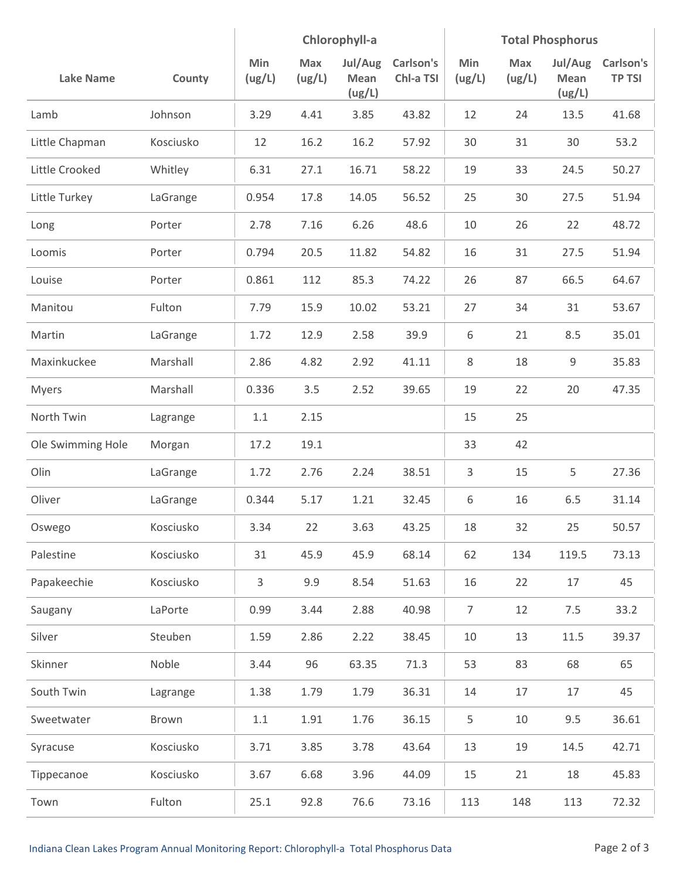| Lake Name | County | Chlorophyll-a | | | | Total Phosphorus | | | |
|---|---|---|---|---|---|---|---|---|---|
| | | Min (ug/L) | Max (ug/L) | Jul/Aug Mean (ug/L) | Carlson's Chl-a TSI | Min (ug/L) | Max (ug/L) | Jul/Aug Mean (ug/L) | Carlson's TP TSI |
| Lamb | Johnson | 3.29 | 4.41 | 3.85 | 43.82 | 12 | 24 | 13.5 | 41.68 |
| Little Chapman | Kosciusko | 12 | 16.2 | 16.2 | 57.92 | 30 | 31 | 30 | 53.2 |
| Little Crooked | Whitley | 6.31 | 27.1 | 16.71 | 58.22 | 19 | 33 | 24.5 | 50.27 |
| Little Turkey | LaGrange | 0.954 | 17.8 | 14.05 | 56.52 | 25 | 30 | 27.5 | 51.94 |
| Long | Porter | 2.78 | 7.16 | 6.26 | 48.6 | 10 | 26 | 22 | 48.72 |
| Loomis | Porter | 0.794 | 20.5 | 11.82 | 54.82 | 16 | 31 | 27.5 | 51.94 |
| Louise | Porter | 0.861 | 112 | 85.3 | 74.22 | 26 | 87 | 66.5 | 64.67 |
| Manitou | Fulton | 7.79 | 15.9 | 10.02 | 53.21 | 27 | 34 | 31 | 53.67 |
| Martin | LaGrange | 1.72 | 12.9 | 2.58 | 39.9 | 6 | 21 | 8.5 | 35.01 |
| Maxinkuckee | Marshall | 2.86 | 4.82 | 2.92 | 41.11 | 8 | 18 | 9 | 35.83 |
| Myers | Marshall | 0.336 | 3.5 | 2.52 | 39.65 | 19 | 22 | 20 | 47.35 |
| North Twin | Lagrange | 1.1 | 2.15 | | | 15 | 25 | | |
| Ole Swimming Hole | Morgan | 17.2 | 19.1 | | | 33 | 42 | | |
| Olin | LaGrange | 1.72 | 2.76 | 2.24 | 38.51 | 3 | 15 | 5 | 27.36 |
| Oliver | LaGrange | 0.344 | 5.17 | 1.21 | 32.45 | 6 | 16 | 6.5 | 31.14 |
| Oswego | Kosciusko | 3.34 | 22 | 3.63 | 43.25 | 18 | 32 | 25 | 50.57 |
| Palestine | Kosciusko | 31 | 45.9 | 45.9 | 68.14 | 62 | 134 | 119.5 | 73.13 |
| Papakeechie | Kosciusko | 3 | 9.9 | 8.54 | 51.63 | 16 | 22 | 17 | 45 |
| Saugany | LaPorte | 0.99 | 3.44 | 2.88 | 40.98 | 7 | 12 | 7.5 | 33.2 |
| Silver | Steuben | 1.59 | 2.86 | 2.22 | 38.45 | 10 | 13 | 11.5 | 39.37 |
| Skinner | Noble | 3.44 | 96 | 63.35 | 71.3 | 53 | 83 | 68 | 65 |
| South Twin | Lagrange | 1.38 | 1.79 | 1.79 | 36.31 | 14 | 17 | 17 | 45 |
| Sweetwater | Brown | 1.1 | 1.91 | 1.76 | 36.15 | 5 | 10 | 9.5 | 36.61 |
| Syracuse | Kosciusko | 3.71 | 3.85 | 3.78 | 43.64 | 13 | 19 | 14.5 | 42.71 |
| Tippecanoe | Kosciusko | 3.67 | 6.68 | 3.96 | 44.09 | 15 | 21 | 18 | 45.83 |
| Town | Fulton | 25.1 | 92.8 | 76.6 | 73.16 | 113 | 148 | 113 | 72.32 |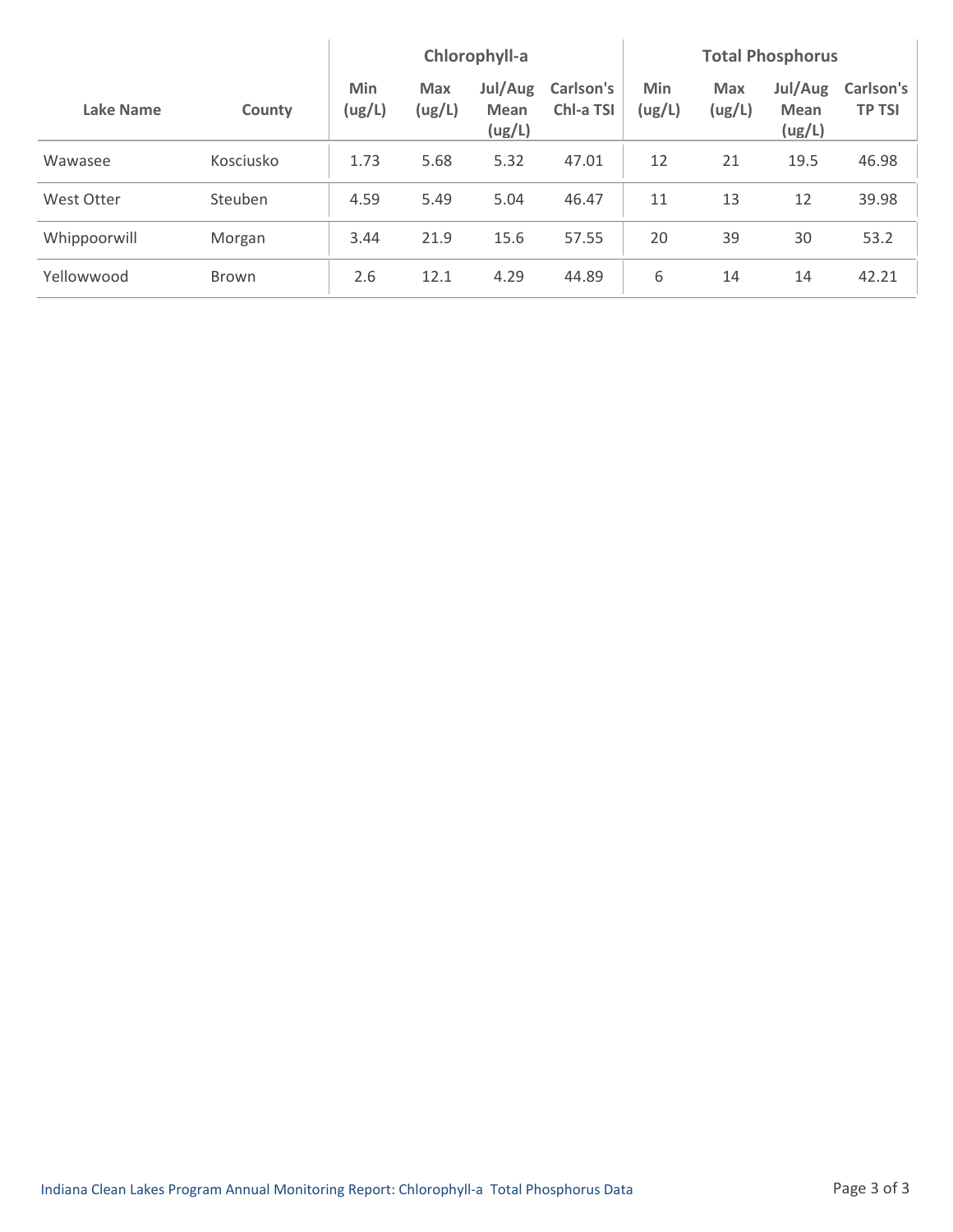| Lake Name | County | Chlorophyll-a | | | | Total Phosphorus | | | |
|---|---|---|---|---|---|---|---|---|---|
| | | Min (ug/L) | Max (ug/L) | Jul/Aug Mean (ug/L) | Carlson's Chl-a TSI | Min (ug/L) | Max (ug/L) | Jul/Aug Mean (ug/L) | Carlson's TP TSI |
| Wawasee | Kosciusko | 1.73 | 5.68 | 5.32 | 47.01 | 12 | 21 | 19.5 | 46.98 |
| West Otter | Steuben | 4.59 | 5.49 | 5.04 | 46.47 | 11 | 13 | 12 | 39.98 |
| Whippoorwill | Morgan | 3.44 | 21.9 | 15.6 | 57.55 | 20 | 39 | 30 | 53.2 |
| Yellowwood | Brown | 2.6 | 12.1 | 4.29 | 44.89 | 6 | 14 | 14 | 42.21 |